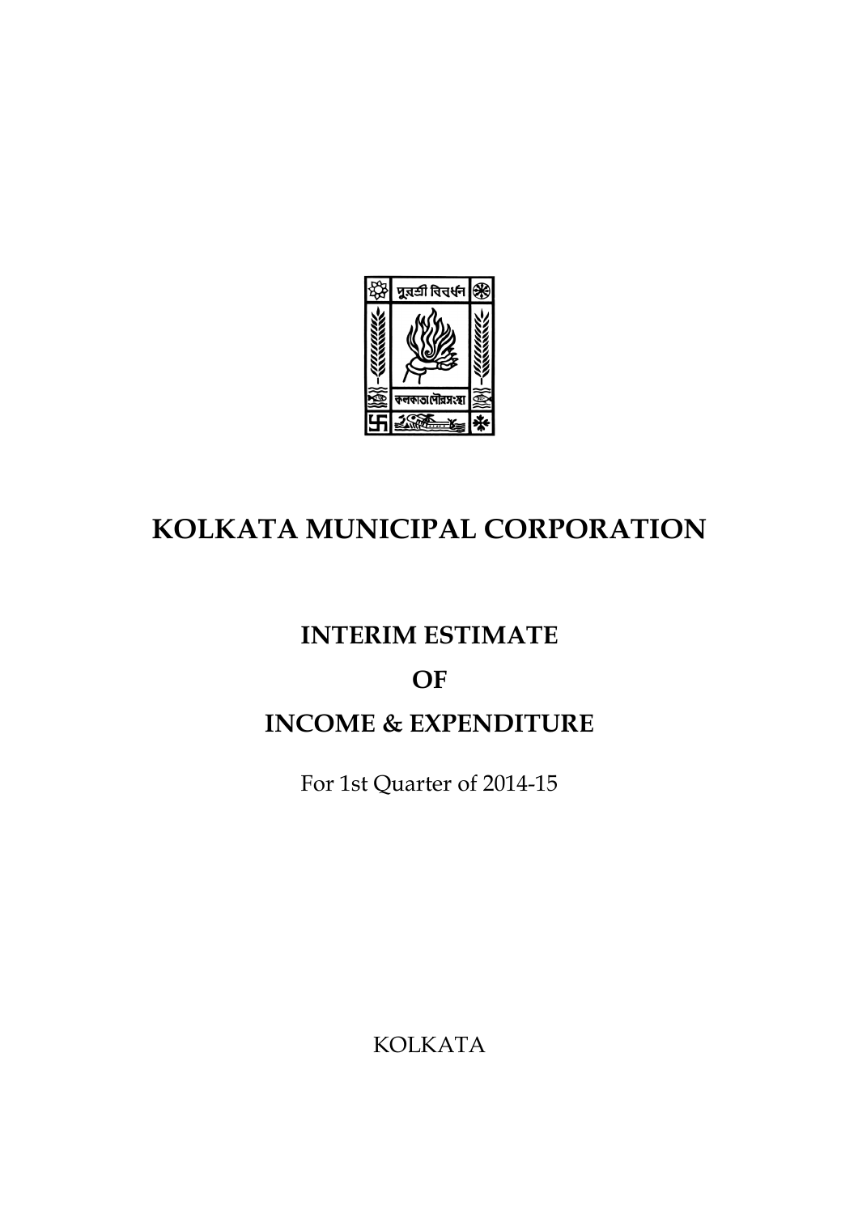# KOLKATA MUNICIPAL CORPORATION

## INTERIM ESTIMATE

## OF

## INCOME & EXPENDITURE

For 1st Quarter of 2014-15

KOLKATA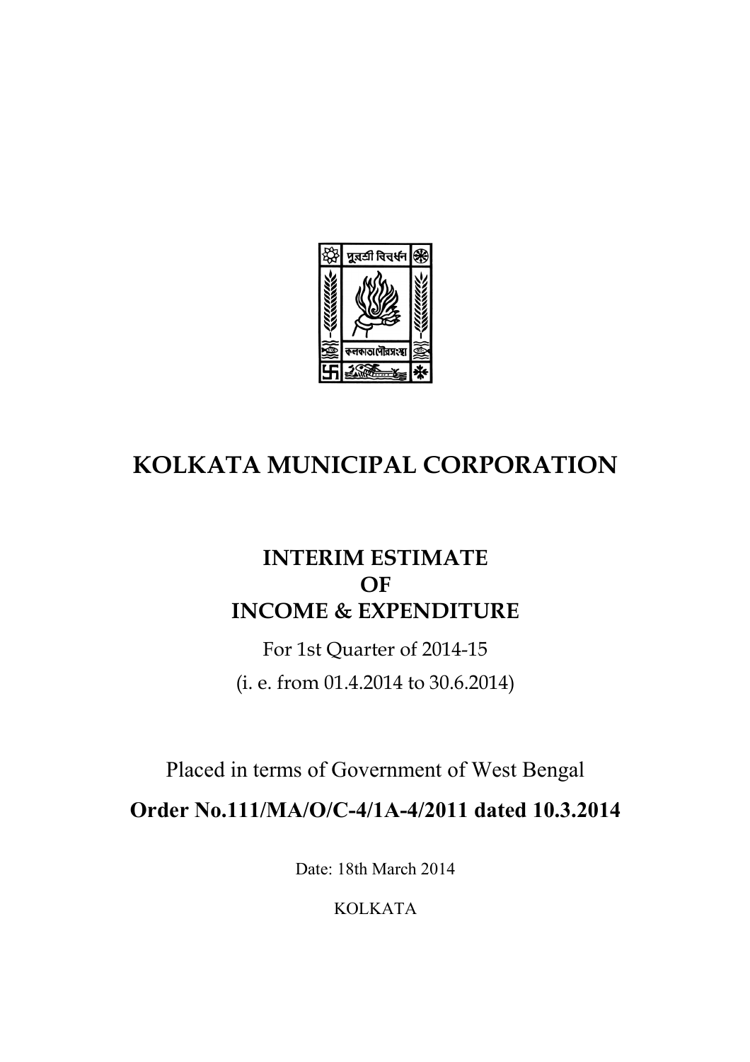# KOLKATA MUNICIPAL CORPORATION

## INTERIM ESTIMATE OF INCOME & EXPENDITURE

For 1st Quarter of 2014-15

(i. e. from 01.4.2014 to 30.6.2014)

Placed in terms of Government of West Bengal

**Order No.111/MA/O/C-4/1A-4/2011 dated 10.3.2014**

Date: 18th March 2014

KOLKATA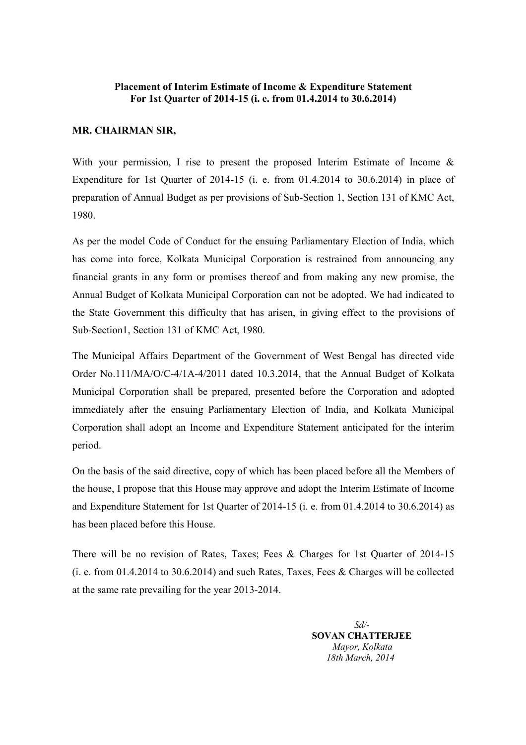**Placement of Interim Estimate of Income & Expenditure Statement For 1st Quarter of 2014-15 (i. e. from 01.4.2014 to 30.6.2014)**

**MR. CHAIRMAN SIR,**

With your permission, I rise to present the proposed Interim Estimate of Income & Expenditure for 1st Quarter of 2014-15 (i. e. from 01.4.2014 to 30.6.2014) in place of preparation of Annual Budget as per provisions of Sub-Section 1, Section 131 of KMC Act, 1980.

As per the model Code of Conduct for the ensuing Parliamentary Election of India, which has come into force, Kolkata Municipal Corporation is restrained from announcing any financial grants in any form or promises thereof and from making any new promise, the Annual Budget of Kolkata Municipal Corporation can not be adopted. We had indicated to the State Government this difficulty that has arisen, in giving effect to the provisions of Sub-Section1, Section 131 of KMC Act, 1980.

The Municipal Affairs Department of the Government of West Bengal has directed vide Order No.111/MA/O/C-4/1A-4/2011 dated 10.3.2014, that the Annual Budget of Kolkata Municipal Corporation shall be prepared, presented before the Corporation and adopted immediately after the ensuing Parliamentary Election of India, and Kolkata Municipal Corporation shall adopt an Income and Expenditure Statement anticipated for the interim period.

On the basis of the said directive, copy of which has been placed before all the Members of the house, I propose that this House may approve and adopt the Interim Estimate of Income and Expenditure Statement for 1st Quarter of 2014-15 (i. e. from 01.4.2014 to 30.6.2014) as has been placed before this House.

There will be no revision of Rates, Taxes; Fees & Charges for 1st Quarter of 2014-15 (i. e. from 01.4.2014 to 30.6.2014) and such Rates, Taxes, Fees & Charges will be collected at the same rate prevailing for the year 2013-2014.

*Sd/-*
**SOVAN CHATTERJEE**
*Mayor, Kolkata*
*18th March, 2014*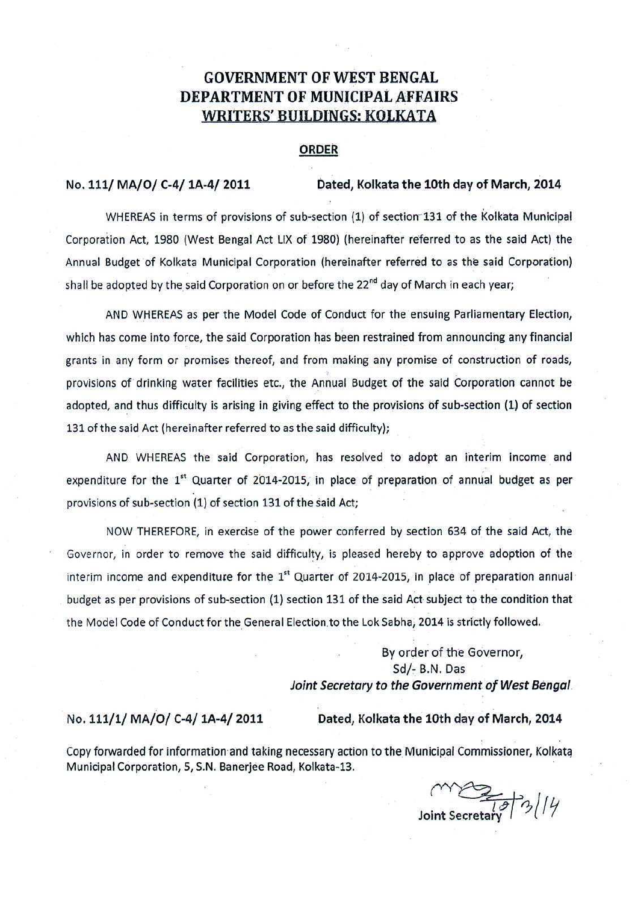# GOVERNMENT OF WEST BENGAL
# DEPARTMENT OF MUNICIPAL AFFAIRS
# WRITERS' BUILDINGS: KOLKATA

## ORDER

**No. 111/ MA/O/ C-4/ 1A-4/ 2011** **Dated, Kolkata the 10th day of March, 2014**

WHEREAS in terms of provisions of sub-section (1) of section 131 of the Kolkata Municipal Corporation Act, 1980 (West Bengal Act LIX of 1980) (hereinafter referred to as the said Act) the Annual Budget of Kolkata Municipal Corporation (hereinafter referred to as the said Corporation) shall be adopted by the said Corporation on or before the 22nd day of March in each year;

AND WHEREAS as per the Model Code of Conduct for the ensuing Parliamentary Election, which has come into force, the said Corporation has been restrained from announcing any financial grants in any form or promises thereof, and from making any promise of construction of roads, provisions of drinking water facilities etc., the Annual Budget of the said Corporation cannot be adopted, and thus difficulty is arising in giving effect to the provisions of sub-section (1) of section 131 of the said Act (hereinafter referred to as the said difficulty);

AND WHEREAS the said Corporation, has resolved to adopt an interim income and expenditure for the 1st Quarter of 2014-2015, in place of preparation of annual budget as per provisions of sub-section (1) of section 131 of the said Act;

NOW THEREFORE, in exercise of the power conferred by section 634 of the said Act, the Governor, in order to remove the said difficulty, is pleased hereby to approve adoption of the interim income and expenditure for the 1st Quarter of 2014-2015, in place of preparation annual budget as per provisions of sub-section (1) section 131 of the said Act subject to the condition that the Model Code of Conduct for the General Election to the Lok Sabha, 2014 is strictly followed.

By order of the Governor,
Sd/- B.N. Das
*Joint Secretary to the Government of West Bengal*

**No. 111/1/ MA/O/ C-4/ 1A-4/ 2011** **Dated, Kolkata the 10th day of March, 2014**

Copy forwarded for information and taking necessary action to the Municipal Commissioner, Kolkata Municipal Corporation, 5, S.N. Banerjee Road, Kolkata-13.

10/3/14
Joint Secretary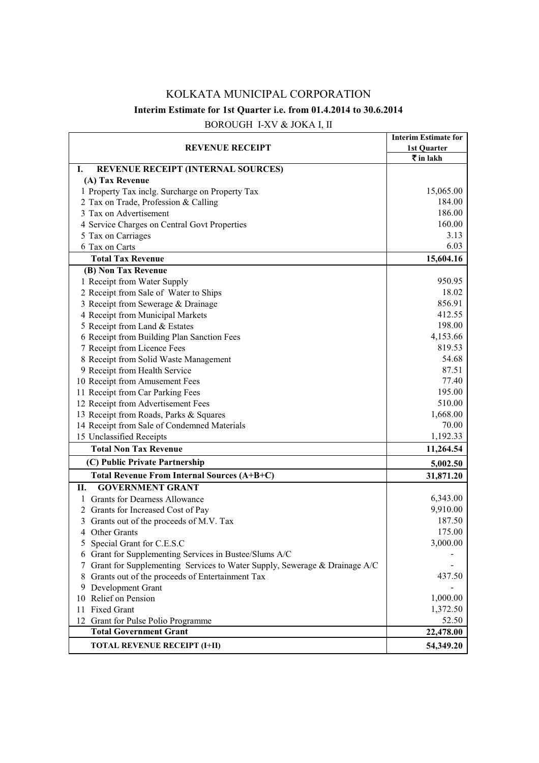# KOLKATA MUNICIPAL CORPORATION

## Interim Estimate for 1st Quarter i.e. from 01.4.2014 to 30.6.2014

BOROUGH I-XV & JOKA I, II

| REVENUE RECEIPT | Interim Estimate for 1st Quarter ₹ in lakh |
|---|---|
| **I. REVENUE RECEIPT (INTERNAL SOURCES)** | |
| **(A) Tax Revenue** | |
| 1 Property Tax inclg. Surcharge on Property Tax | 15,065.00 |
| 2 Tax on Trade, Profession & Calling | 184.00 |
| 3 Tax on Advertisement | 186.00 |
| 4 Service Charges on Central Govt Properties | 160.00 |
| 5 Tax on Carriages | 3.13 |
| 6 Tax on Carts | 6.03 |
| **Total Tax Revenue** | **15,604.16** |
| **(B) Non Tax Revenue** | |
| 1 Receipt from Water Supply | 950.95 |
| 2 Receipt from Sale of Water to Ships | 18.02 |
| 3 Receipt from Sewerage & Drainage | 856.91 |
| 4 Receipt from Municipal Markets | 412.55 |
| 5 Receipt from Land & Estates | 198.00 |
| 6 Receipt from Building Plan Sanction Fees | 4,153.66 |
| 7 Receipt from Licence Fees | 819.53 |
| 8 Receipt from Solid Waste Management | 54.68 |
| 9 Receipt from Health Service | 87.51 |
| 10 Receipt from Amusement Fees | 77.40 |
| 11 Receipt from Car Parking Fees | 195.00 |
| 12 Receipt from Advertisement Fees | 510.00 |
| 13 Receipt from Roads, Parks & Squares | 1,668.00 |
| 14 Receipt from Sale of Condemned Materials | 70.00 |
| 15 Unclassified Receipts | 1,192.33 |
| **Total Non Tax Revenue** | **11,264.54** |
| **(C) Public Private Partnership** | **5,002.50** |
| **Total Revenue From Internal Sources (A+B+C)** | **31,871.20** |
| **II. GOVERNMENT GRANT** | |
| 1 Grants for Dearness Allowance | 6,343.00 |
| 2 Grants for Increased Cost of Pay | 9,910.00 |
| 3 Grants out of the proceeds of M.V. Tax | 187.50 |
| 4 Other Grants | 175.00 |
| 5 Special Grant for C.E.S.C | 3,000.00 |
| 6 Grant for Supplementing Services in Bustee/Slums A/C | - |
| 7 Grant for Supplementing Services to Water Supply, Sewerage & Drainage A/C | - |
| 8 Grants out of the proceeds of Entertainment Tax | 437.50 |
| 9 Development Grant | - |
| 10 Relief on Pension | 1,000.00 |
| 11 Fixed Grant | 1,372.50 |
| 12 Grant for Pulse Polio Programme | 52.50 |
| **Total Government Grant** | **22,478.00** |
| **TOTAL REVENUE RECEIPT (I+II)** | **54,349.20** |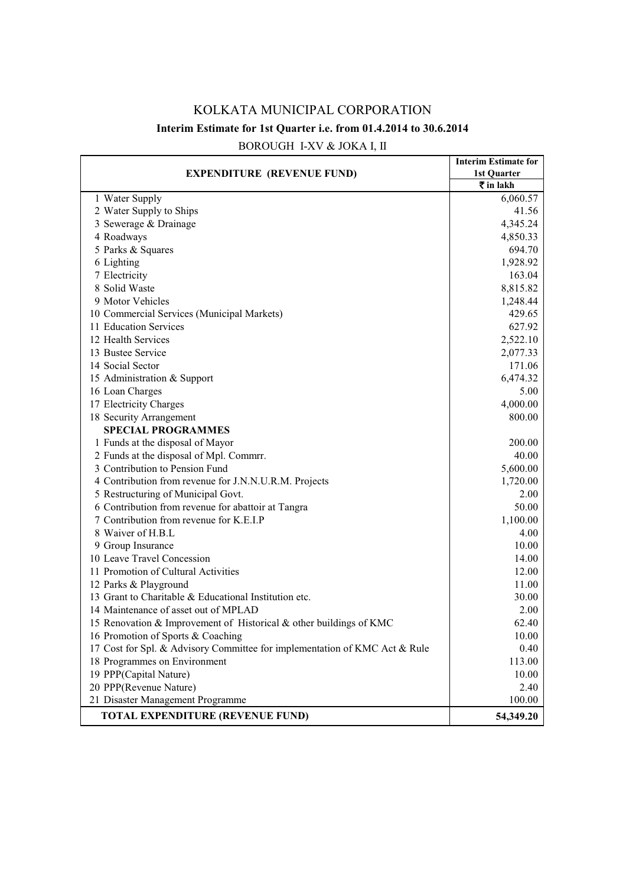# KOLKATA MUNICIPAL CORPORATION

## Interim Estimate for 1st Quarter i.e. from 01.4.2014 to 30.6.2014

BOROUGH I-XV & JOKA I, II

| EXPENDITURE (REVENUE FUND) | Interim Estimate for 1st Quarter |
|---|---|
| | ₹ in lakh |
| 1 Water Supply | 6,060.57 |
| 2 Water Supply to Ships | 41.56 |
| 3 Sewerage & Drainage | 4,345.24 |
| 4 Roadways | 4,850.33 |
| 5 Parks & Squares | 694.70 |
| 6 Lighting | 1,928.92 |
| 7 Electricity | 163.04 |
| 8 Solid Waste | 8,815.82 |
| 9 Motor Vehicles | 1,248.44 |
| 10 Commercial Services (Municipal Markets) | 429.65 |
| 11 Education Services | 627.92 |
| 12 Health Services | 2,522.10 |
| 13 Bustee Service | 2,077.33 |
| 14 Social Sector | 171.06 |
| 15 Administration & Support | 6,474.32 |
| 16 Loan Charges | 5.00 |
| 17 Electricity Charges | 4,000.00 |
| 18 Security Arrangement | 800.00 |
| **SPECIAL PROGRAMMES** | |
| 1 Funds at the disposal of Mayor | 200.00 |
| 2 Funds at the disposal of Mpl. Commrr. | 40.00 |
| 3 Contribution to Pension Fund | 5,600.00 |
| 4 Contribution from revenue for J.N.N.U.R.M. Projects | 1,720.00 |
| 5 Restructuring of Municipal Govt. | 2.00 |
| 6 Contribution from revenue for abattoir at Tangra | 50.00 |
| 7 Contribution from revenue for K.E.I.P | 1,100.00 |
| 8 Waiver of H.B.L | 4.00 |
| 9 Group Insurance | 10.00 |
| 10 Leave Travel Concession | 14.00 |
| 11 Promotion of Cultural Activities | 12.00 |
| 12 Parks & Playground | 11.00 |
| 13 Grant to Charitable & Educational Institution etc. | 30.00 |
| 14 Maintenance of asset out of MPLAD | 2.00 |
| 15 Renovation & Improvement of Historical & other buildings of KMC | 62.40 |
| 16 Promotion of Sports & Coaching | 10.00 |
| 17 Cost for Spl. & Advisory Committee for implementation of KMC Act & Rule | 0.40 |
| 18 Programmes on Environment | 113.00 |
| 19 PPP(Capital Nature) | 10.00 |
| 20 PPP(Revenue Nature) | 2.40 |
| 21 Disaster Management Programme | 100.00 |
| **TOTAL EXPENDITURE (REVENUE FUND)** | **54,349.20** |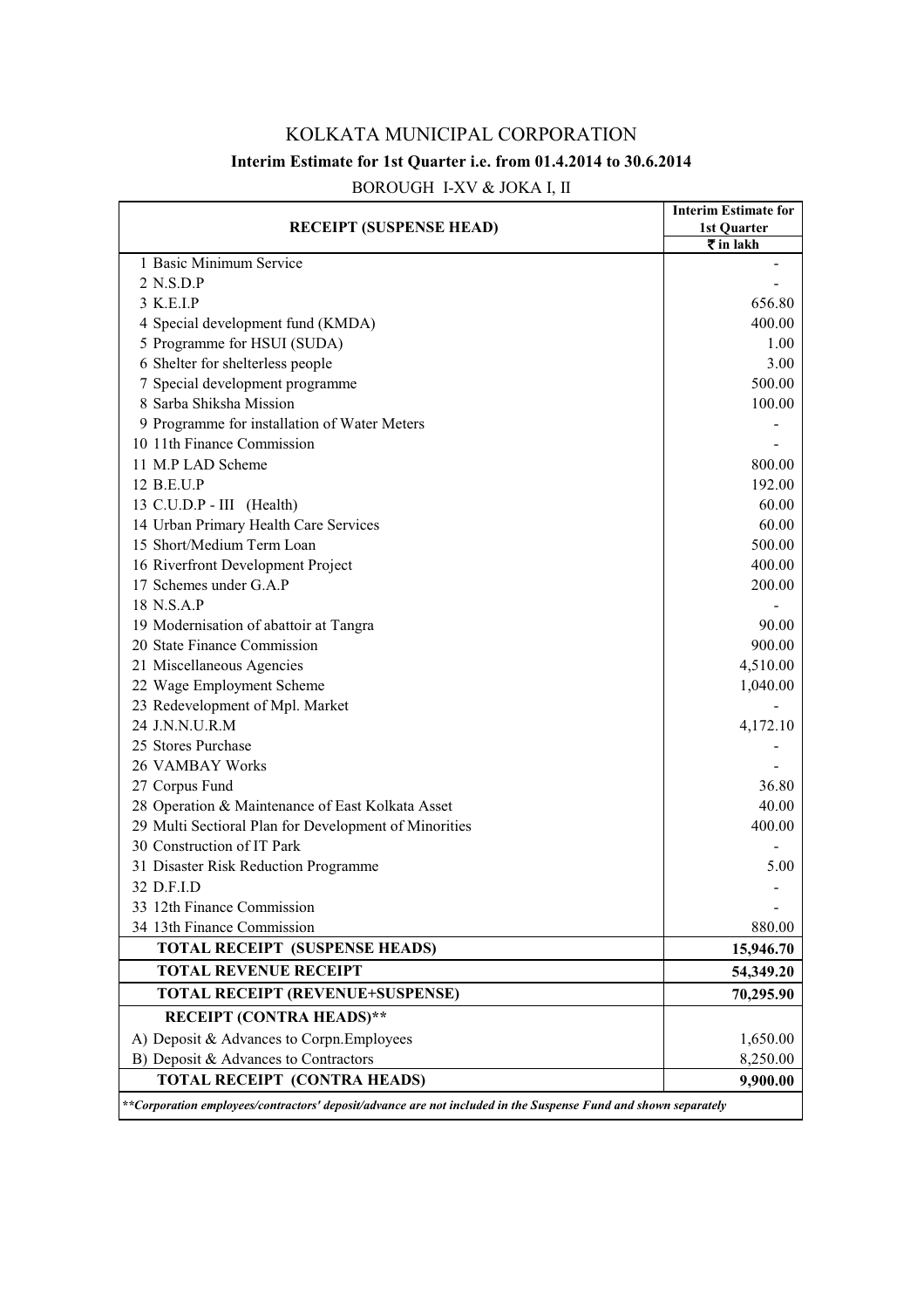# KOLKATA MUNICIPAL CORPORATION

## Interim Estimate for 1st Quarter i.e. from 01.4.2014 to 30.6.2014

BOROUGH I-XV & JOKA I, II

| RECEIPT (SUSPENSE HEAD) | Interim Estimate for 1st Quarter ₹ in lakh |
|---|---|
| 1 Basic Minimum Service | - |
| 2 N.S.D.P | - |
| 3 K.E.I.P | 656.80 |
| 4 Special development fund (KMDA) | 400.00 |
| 5 Programme for HSUI (SUDA) | 1.00 |
| 6 Shelter for shelterless people | 3.00 |
| 7 Special development programme | 500.00 |
| 8 Sarba Shiksha Mission | 100.00 |
| 9 Programme for installation of Water Meters | - |
| 10 11th Finance Commission | - |
| 11 M.P LAD Scheme | 800.00 |
| 12 B.E.U.P | 192.00 |
| 13 C.U.D.P - III (Health) | 60.00 |
| 14 Urban Primary Health Care Services | 60.00 |
| 15 Short/Medium Term Loan | 500.00 |
| 16 Riverfront Development Project | 400.00 |
| 17 Schemes under G.A.P | 200.00 |
| 18 N.S.A.P | - |
| 19 Modernisation of abattoir at Tangra | 90.00 |
| 20 State Finance Commission | 900.00 |
| 21 Miscellaneous Agencies | 4,510.00 |
| 22 Wage Employment Scheme | 1,040.00 |
| 23 Redevelopment of Mpl. Market | - |
| 24 J.N.N.U.R.M | 4,172.10 |
| 25 Stores Purchase | - |
| 26 VAMBAY Works | - |
| 27 Corpus Fund | 36.80 |
| 28 Operation & Maintenance of East Kolkata Asset | 40.00 |
| 29 Multi Sectioral Plan for Development of Minorities | 400.00 |
| 30 Construction of IT Park | - |
| 31 Disaster Risk Reduction Programme | 5.00 |
| 32 D.F.I.D | - |
| 33 12th Finance Commission | - |
| 34 13th Finance Commission | 880.00 |
| **TOTAL RECEIPT (SUSPENSE HEADS)** | **15,946.70** |
| **TOTAL REVENUE RECEIPT** | **54,349.20** |
| **TOTAL RECEIPT (REVENUE+SUSPENSE)** | **70,295.90** |
| **RECEIPT (CONTRA HEADS)\*\*** | |
| A) Deposit & Advances to Corpn.Employees | 1,650.00 |
| B) Deposit & Advances to Contractors | 8,250.00 |
| **TOTAL RECEIPT (CONTRA HEADS)** | **9,900.00** |

*\*\*Corporation employees/contractors' deposit/advance are not included in the Suspense Fund and shown separately*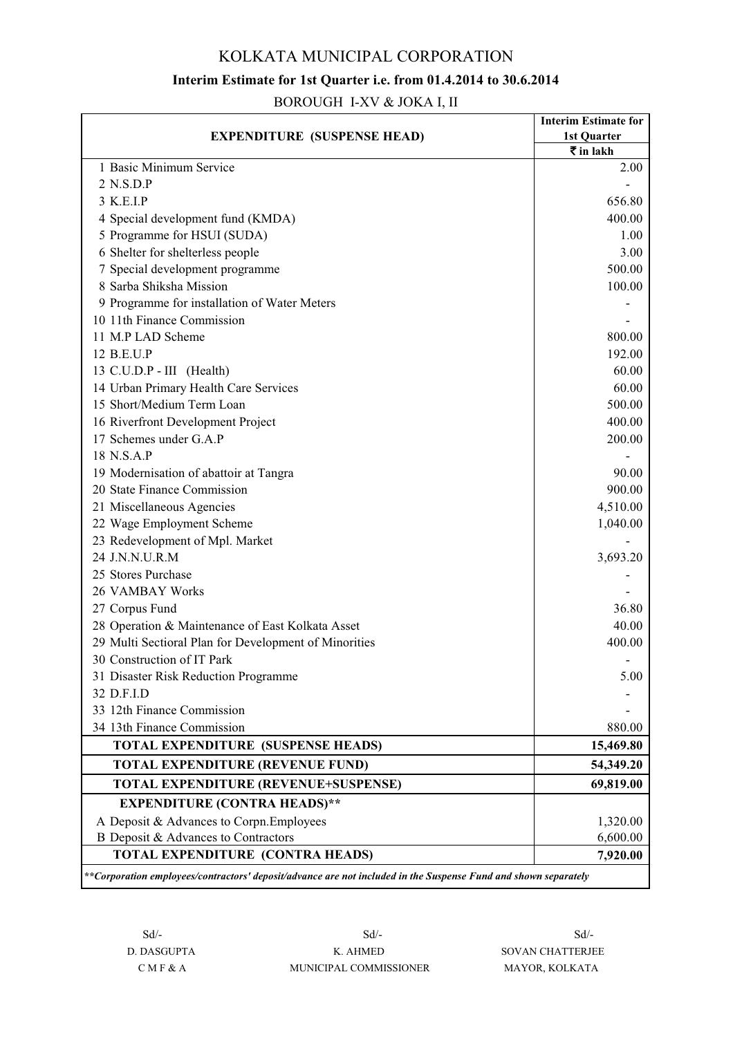# KOLKATA MUNICIPAL CORPORATION

## Interim Estimate for 1st Quarter i.e. from 01.4.2014 to 30.6.2014

BOROUGH I-XV & JOKA I, II

| EXPENDITURE (SUSPENSE HEAD) | Interim Estimate for 1st Quarter ₹ in lakh |
|---|---|
| 1 Basic Minimum Service | 2.00 |
| 2 N.S.D.P | - |
| 3 K.E.I.P | 656.80 |
| 4 Special development fund (KMDA) | 400.00 |
| 5 Programme for HSUI (SUDA) | 1.00 |
| 6 Shelter for shelterless people | 3.00 |
| 7 Special development programme | 500.00 |
| 8 Sarba Shiksha Mission | 100.00 |
| 9 Programme for installation of Water Meters | - |
| 10 11th Finance Commission | - |
| 11 M.P LAD Scheme | 800.00 |
| 12 B.E.U.P | 192.00 |
| 13 C.U.D.P - III (Health) | 60.00 |
| 14 Urban Primary Health Care Services | 60.00 |
| 15 Short/Medium Term Loan | 500.00 |
| 16 Riverfront Development Project | 400.00 |
| 17 Schemes under G.A.P | 200.00 |
| 18 N.S.A.P | - |
| 19 Modernisation of abattoir at Tangra | 90.00 |
| 20 State Finance Commission | 900.00 |
| 21 Miscellaneous Agencies | 4,510.00 |
| 22 Wage Employment Scheme | 1,040.00 |
| 23 Redevelopment of Mpl. Market | - |
| 24 J.N.N.U.R.M | 3,693.20 |
| 25 Stores Purchase | - |
| 26 VAMBAY Works | - |
| 27 Corpus Fund | 36.80 |
| 28 Operation & Maintenance of East Kolkata Asset | 40.00 |
| 29 Multi Sectoral Plan for Development of Minorities | 400.00 |
| 30 Construction of IT Park | - |
| 31 Disaster Risk Reduction Programme | 5.00 |
| 32 D.F.I.D | - |
| 33 12th Finance Commission | - |
| 34 13th Finance Commission | 880.00 |
| **TOTAL EXPENDITURE (SUSPENSE HEADS)** | **15,469.80** |
| **TOTAL EXPENDITURE (REVENUE FUND)** | **54,349.20** |
| **TOTAL EXPENDITURE (REVENUE+SUSPENSE)** | **69,819.00** |
| **EXPENDITURE (CONTRA HEADS)**** | |
| A Deposit & Advances to Corpn.Employees | 1,320.00 |
| B Deposit & Advances to Contractors | 6,600.00 |
| **TOTAL EXPENDITURE (CONTRA HEADS)** | **7,920.00** |

***\*\*Corporation employees/contractors' deposit/advance are not included in the Suspense Fund and shown separately***

| Sd/- | Sd/- | Sd/- |
|---|---|---|
| D. DASGUPTA | K. AHMED | SOVAN CHATTERJEE |
| C M F & A | MUNICIPAL COMMISSIONER | MAYOR, KOLKATA |